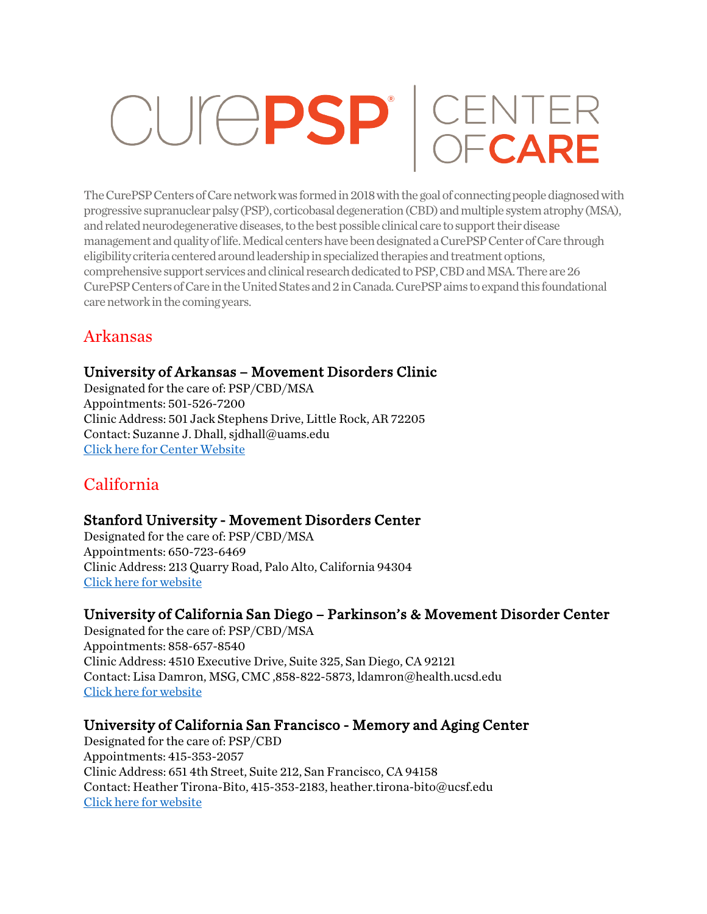# CurePSP | CENTER OF CARE

The CurePSP Centers of Care network was formed in 2018 with the goal of connecting people diagnosed with progressive supranuclear palsy (PSP), corticobasal degeneration (CBD) and multiple system atrophy (MSA), and related neurodegenerative diseases, to the best possible clinical care to support their disease management and quality of life. Medical centers have been designated a CurePSP Center of Care through eligibility criteria centered around leadership in specialized therapies and treatment options, comprehensive support services and clinical research dedicated to PSP, CBD and MSA. There are 26 CurePSP Centers of Care in the United States and 2 in Canada. CurePSP aims to expand this foundational care network in the coming years.

## Arkansas

### University of Arkansas – Movement Disorders Clinic

Designated for the care of: PSP/CBD/MSA
Appointments: 501-526-7200
Clinic Address: 501 Jack Stephens Drive, Little Rock, AR 72205
Contact: Suzanne J. Dhall, sjdhall@uams.edu
Click here for Center Website

## California

### Stanford University - Movement Disorders Center

Designated for the care of: PSP/CBD/MSA
Appointments: 650-723-6469
Clinic Address: 213 Quarry Road, Palo Alto, California 94304
Click here for website

### University of California San Diego – Parkinson's & Movement Disorder Center

Designated for the care of: PSP/CBD/MSA
Appointments: 858-657-8540
Clinic Address: 4510 Executive Drive, Suite 325, San Diego, CA 92121
Contact: Lisa Damron, MSG, CMC ,858-822-5873, ldamron@health.ucsd.edu
Click here for website

### University of California San Francisco - Memory and Aging Center

Designated for the care of: PSP/CBD
Appointments: 415-353-2057
Clinic Address: 651 4th Street, Suite 212, San Francisco, CA 94158
Contact: Heather Tirona-Bito, 415-353-2183, heather.tirona-bito@ucsf.edu
Click here for website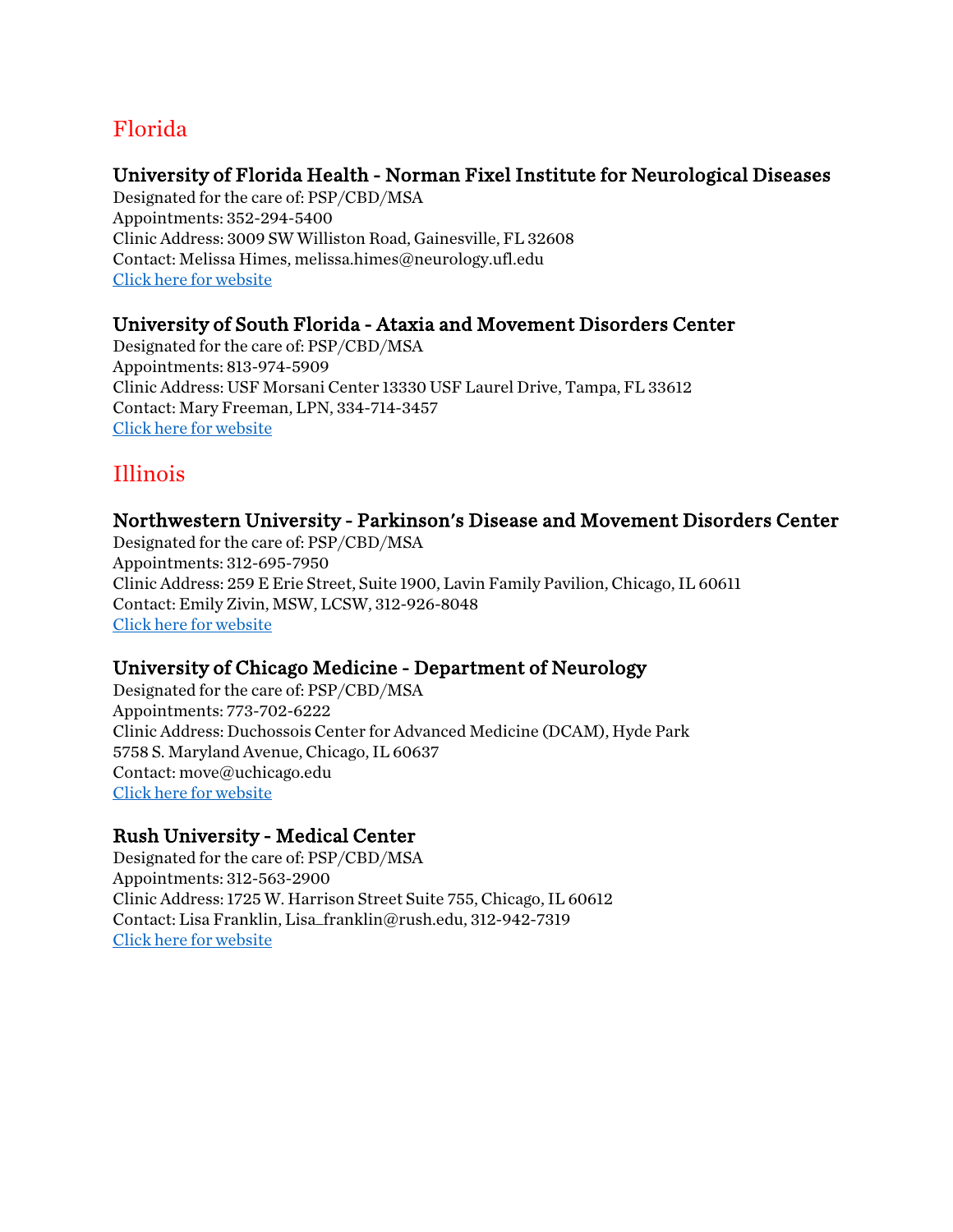## Florida

### University of Florida Health - Norman Fixel Institute for Neurological Diseases

Designated for the care of: PSP/CBD/MSA
Appointments: 352-294-5400
Clinic Address: 3009 SW Williston Road, Gainesville, FL 32608
Contact: Melissa Himes, melissa.himes@neurology.ufl.edu
Click here for website

### University of South Florida - Ataxia and Movement Disorders Center

Designated for the care of: PSP/CBD/MSA
Appointments: 813-974-5909
Clinic Address: USF Morsani Center 13330 USF Laurel Drive, Tampa, FL 33612
Contact: Mary Freeman, LPN, 334-714-3457
Click here for website

## Illinois

### Northwestern University - Parkinson's Disease and Movement Disorders Center

Designated for the care of: PSP/CBD/MSA
Appointments: 312-695-7950
Clinic Address: 259 E Erie Street, Suite 1900, Lavin Family Pavilion, Chicago, IL 60611
Contact: Emily Zivin, MSW, LCSW, 312-926-8048
Click here for website

### University of Chicago Medicine - Department of Neurology

Designated for the care of: PSP/CBD/MSA
Appointments: 773-702-6222
Clinic Address: Duchossois Center for Advanced Medicine (DCAM), Hyde Park
5758 S. Maryland Avenue, Chicago, IL 60637
Contact: move@uchicago.edu
Click here for website

### Rush University - Medical Center

Designated for the care of: PSP/CBD/MSA
Appointments: 312-563-2900
Clinic Address: 1725 W. Harrison Street Suite 755, Chicago, IL 60612
Contact: Lisa Franklin, Lisa_franklin@rush.edu, 312-942-7319
Click here for website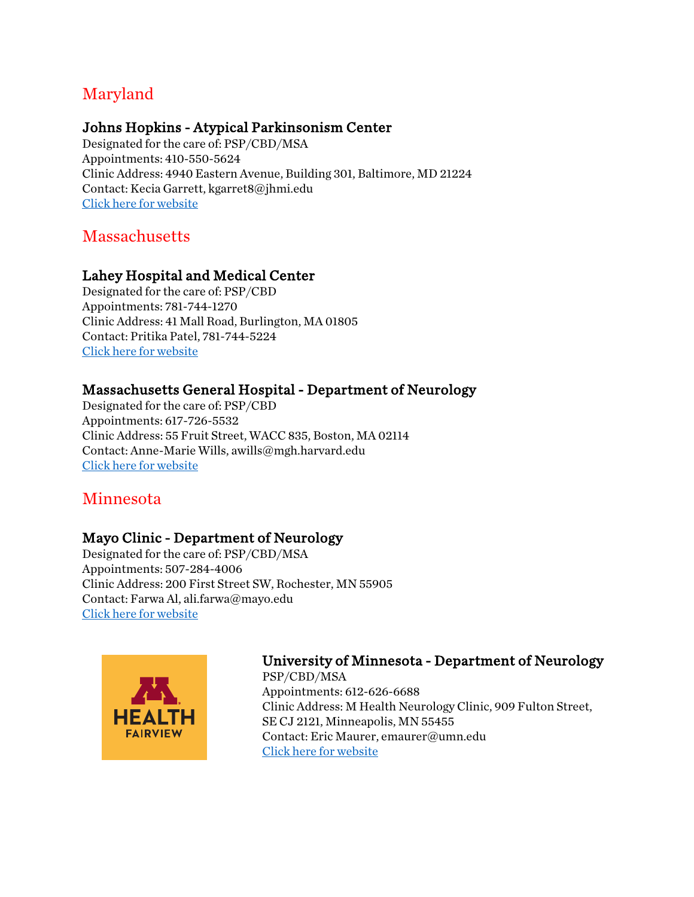## Maryland

### Johns Hopkins - Atypical Parkinsonism Center

Designated for the care of: PSP/CBD/MSA
Appointments: 410-550-5624
Clinic Address: 4940 Eastern Avenue, Building 301, Baltimore, MD 21224
Contact: Kecia Garrett, kgarret8@jhmi.edu
Click here for website

## Massachusetts

### Lahey Hospital and Medical Center

Designated for the care of: PSP/CBD
Appointments: 781-744-1270
Clinic Address: 41 Mall Road, Burlington, MA 01805
Contact: Pritika Patel, 781-744-5224
Click here for website

### Massachusetts General Hospital - Department of Neurology

Designated for the care of: PSP/CBD
Appointments: 617-726-5532
Clinic Address: 55 Fruit Street, WACC 835, Boston, MA 02114
Contact: Anne-Marie Wills, awills@mgh.harvard.edu
Click here for website

## Minnesota

### Mayo Clinic - Department of Neurology

Designated for the care of: PSP/CBD/MSA
Appointments: 507-284-4006
Clinic Address: 200 First Street SW, Rochester, MN 55905
Contact: Farwa Al, ali.farwa@mayo.edu
Click here for website

### University of Minnesota - Department of Neurology

PSP/CBD/MSA
Appointments: 612-626-6688
Clinic Address: M Health Neurology Clinic, 909 Fulton Street, SE CJ 2121, Minneapolis, MN 55455
Contact: Eric Maurer, emaurer@umn.edu
Click here for website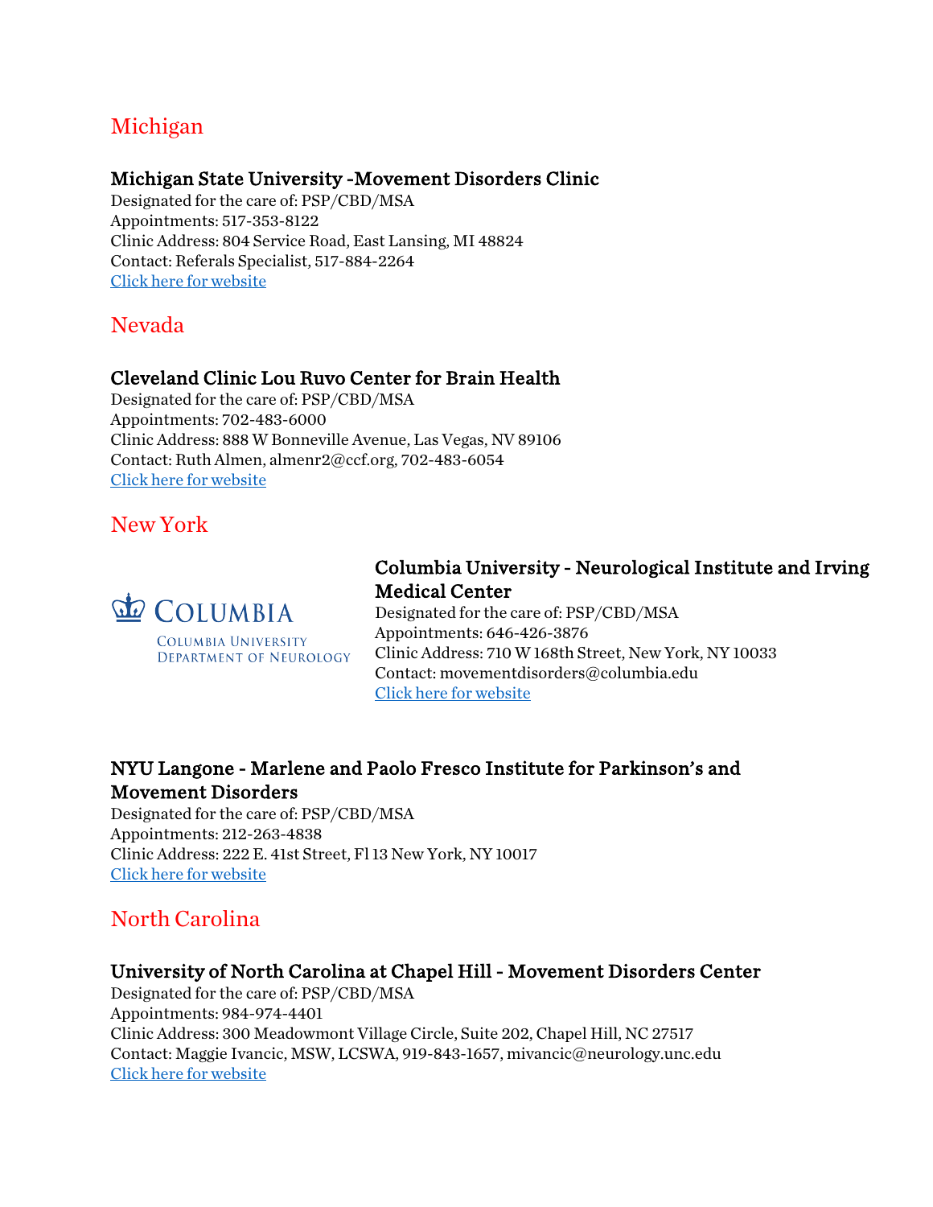## Michigan

### Michigan State University -Movement Disorders Clinic

Designated for the care of: PSP/CBD/MSA
Appointments: 517-353-8122
Clinic Address: 804 Service Road, East Lansing, MI 48824
Contact: Referals Specialist, 517-884-2264
Click here for website

## Nevada

### Cleveland Clinic Lou Ruvo Center for Brain Health

Designated for the care of: PSP/CBD/MSA
Appointments: 702-483-6000
Clinic Address: 888 W Bonneville Avenue, Las Vegas, NV 89106
Contact: Ruth Almen, almenr2@ccf.org, 702-483-6054
Click here for website

## New York

COLUMBIA
Columbia University
Department of Neurology

### Columbia University - Neurological Institute and Irving Medical Center

Designated for the care of: PSP/CBD/MSA
Appointments: 646-426-3876
Clinic Address: 710 W 168th Street, New York, NY 10033
Contact: movementdisorders@columbia.edu
Click here for website

### NYU Langone - Marlene and Paolo Fresco Institute for Parkinson's and Movement Disorders

Designated for the care of: PSP/CBD/MSA
Appointments: 212-263-4838
Clinic Address: 222 E. 41st Street, Fl 13 New York, NY 10017
Click here for website

## North Carolina

### University of North Carolina at Chapel Hill - Movement Disorders Center

Designated for the care of: PSP/CBD/MSA
Appointments: 984-974-4401
Clinic Address: 300 Meadowmont Village Circle, Suite 202, Chapel Hill, NC 27517
Contact: Maggie Ivancic, MSW, LCSWA, 919-843-1657, mivancic@neurology.unc.edu
Click here for website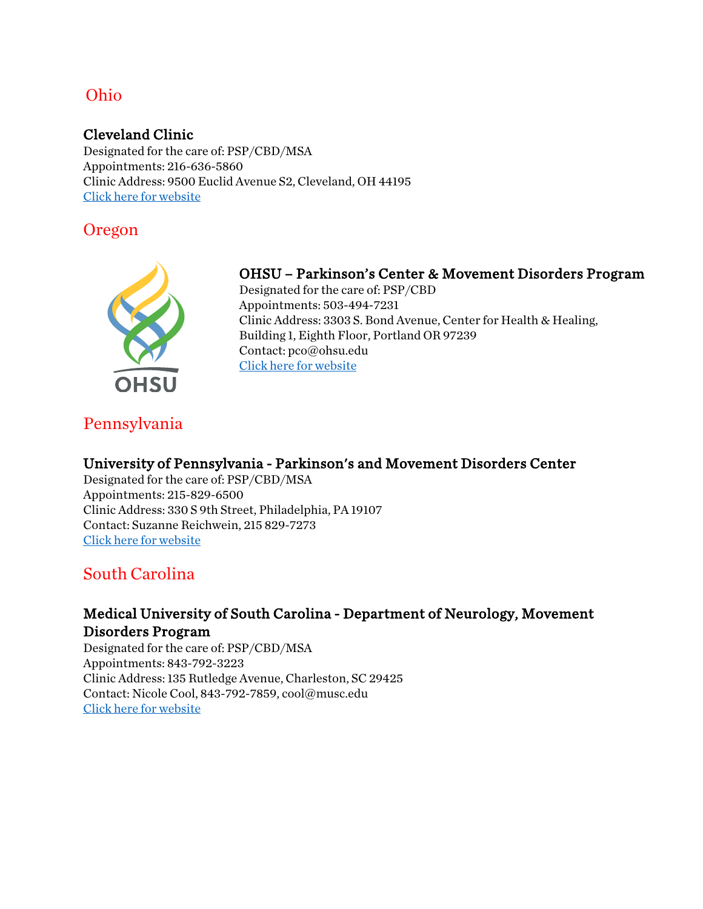## Ohio

### Cleveland Clinic

Designated for the care of: PSP/CBD/MSA
Appointments: 216-636-5860
Clinic Address: 9500 Euclid Avenue S2, Cleveland, OH 44195
[Click here for website]

## Oregon

### OHSU – Parkinson's Center & Movement Disorders Program

Designated for the care of: PSP/CBD
Appointments: 503-494-7231
Clinic Address: 3303 S. Bond Avenue, Center for Health & Healing, Building 1, Eighth Floor, Portland OR 97239
Contact: pco@ohsu.edu
[Click here for website]

## Pennsylvania

### University of Pennsylvania - Parkinson's and Movement Disorders Center

Designated for the care of: PSP/CBD/MSA
Appointments: 215-829-6500
Clinic Address: 330 S 9th Street, Philadelphia, PA 19107
Contact: Suzanne Reichwein, 215 829-7273
[Click here for website]

## South Carolina

### Medical University of South Carolina - Department of Neurology, Movement Disorders Program

Designated for the care of: PSP/CBD/MSA
Appointments: 843-792-3223
Clinic Address: 135 Rutledge Avenue, Charleston, SC 29425
Contact: Nicole Cool, 843-792-7859, cool@musc.edu
[Click here for website]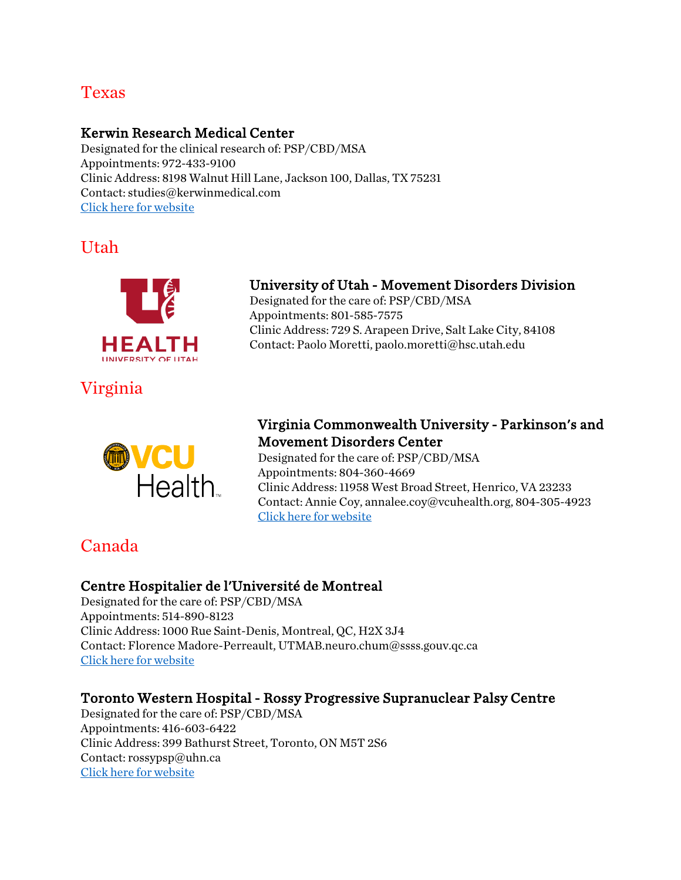## Texas

### Kerwin Research Medical Center

Designated for the clinical research of: PSP/CBD/MSA
Appointments: 972-433-9100
Clinic Address: 8198 Walnut Hill Lane, Jackson 100, Dallas, TX 75231
Contact: studies@kerwinmedical.com
Click here for website

## Utah

### University of Utah - Movement Disorders Division

Designated for the care of: PSP/CBD/MSA
Appointments: 801-585-7575
Clinic Address: 729 S. Arapeen Drive, Salt Lake City, 84108
Contact: Paolo Moretti, paolo.moretti@hsc.utah.edu

## Virginia

### Virginia Commonwealth University - Parkinson's and Movement Disorders Center

Designated for the care of: PSP/CBD/MSA
Appointments: 804-360-4669
Clinic Address: 11958 West Broad Street, Henrico, VA 23233
Contact: Annie Coy, annalee.coy@vcuhealth.org, 804-305-4923
Click here for website

## Canada

### Centre Hospitalier de l'Université de Montreal

Designated for the care of: PSP/CBD/MSA
Appointments: 514-890-8123
Clinic Address: 1000 Rue Saint-Denis, Montreal, QC, H2X 3J4
Contact: Florence Madore-Perreault, UTMAB.neuro.chum@ssss.gouv.qc.ca
Click here for website

### Toronto Western Hospital - Rossy Progressive Supranuclear Palsy Centre

Designated for the care of: PSP/CBD/MSA
Appointments: 416-603-6422
Clinic Address: 399 Bathurst Street, Toronto, ON M5T 2S6
Contact: rossypsp@uhn.ca
Click here for website